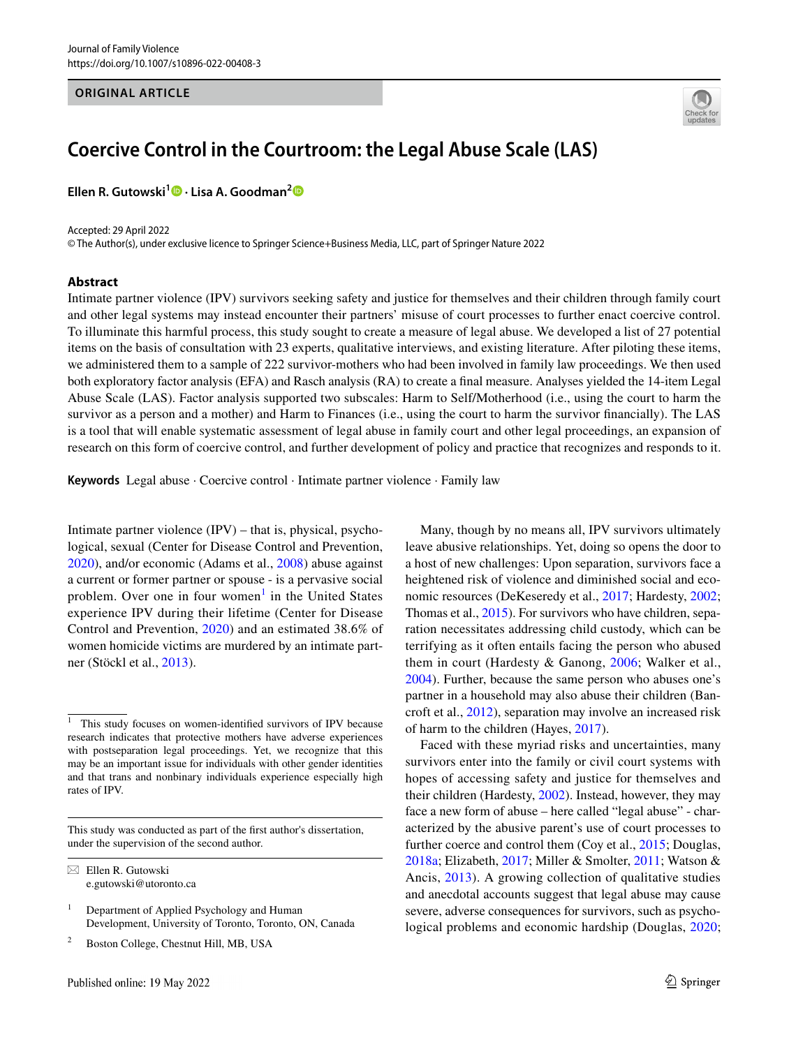Journal of Family Violence
https://doi.org/10.1007/s10896-022-00408-3

ORIGINAL ARTICLE

# Coercive Control in the Courtroom: the Legal Abuse Scale (LAS)

**Ellen R. Gutowski[1] · Lisa A. Goodman[2]**

Accepted: 29 April 2022
© The Author(s), under exclusive licence to Springer Science+Business Media, LLC, part of Springer Nature 2022

## Abstract

Intimate partner violence (IPV) survivors seeking safety and justice for themselves and their children through family court and other legal systems may instead encounter their partners' misuse of court processes to further enact coercive control. To illuminate this harmful process, this study sought to create a measure of legal abuse. We developed a list of 27 potential items on the basis of consultation with 23 experts, qualitative interviews, and existing literature. After piloting these items, we administered them to a sample of 222 survivor-mothers who had been involved in family law proceedings. We then used both exploratory factor analysis (EFA) and Rasch analysis (RA) to create a final measure. Analyses yielded the 14-item Legal Abuse Scale (LAS). Factor analysis supported two subscales: Harm to Self/Motherhood (i.e., using the court to harm the survivor as a person and a mother) and Harm to Finances (i.e., using the court to harm the survivor financially). The LAS is a tool that will enable systematic assessment of legal abuse in family court and other legal proceedings, an expansion of research on this form of coercive control, and further development of policy and practice that recognizes and responds to it.

**Keywords** Legal abuse · Coercive control · Intimate partner violence · Family law

Intimate partner violence (IPV) – that is, physical, psychological, sexual (Center for Disease Control and Prevention, 2020), and/or economic (Adams et al., 2008) abuse against a current or former partner or spouse - is a pervasive social problem. Over one in four women[1] in the United States experience IPV during their lifetime (Center for Disease Control and Prevention, 2020) and an estimated 38.6% of women homicide victims are murdered by an intimate partner (Stöckl et al., 2013).

Many, though by no means all, IPV survivors ultimately leave abusive relationships. Yet, doing so opens the door to a host of new challenges: Upon separation, survivors face a heightened risk of violence and diminished social and economic resources (DeKeseredy et al., 2017; Hardesty, 2002; Thomas et al., 2015). For survivors who have children, separation necessitates addressing child custody, which can be terrifying as it often entails facing the person who abused them in court (Hardesty & Ganong, 2006; Walker et al., 2004). Further, because the same person who abuses one's partner in a household may also abuse their children (Bancroft et al., 2012), separation may involve an increased risk of harm to the children (Hayes, 2017).

Faced with these myriad risks and uncertainties, many survivors enter into the family or civil court systems with hopes of accessing safety and justice for themselves and their children (Hardesty, 2002). Instead, however, they may face a new form of abuse – here called "legal abuse" - characterized by the abusive parent's use of court processes to further coerce and control them (Coy et al., 2015; Douglas, 2018a; Elizabeth, 2017; Miller & Smolter, 2011; Watson & Ancis, 2013). A growing collection of qualitative studies and anecdotal accounts suggest that legal abuse may cause severe, adverse consequences for survivors, such as psychological problems and economic hardship (Douglas, 2020;

[1] This study focuses on women-identified survivors of IPV because research indicates that protective mothers have adverse experiences with postseparation legal proceedings. Yet, we recognize that this may be an important issue for individuals with other gender identities and that trans and nonbinary individuals experience especially high rates of IPV.

This study was conducted as part of the first author's dissertation, under the supervision of the second author.

✉ Ellen R. Gutowski
e.gutowski@utoronto.ca

[1] Department of Applied Psychology and Human Development, University of Toronto, Toronto, ON, Canada

[2] Boston College, Chestnut Hill, MB, USA

Published online: 19 May 2022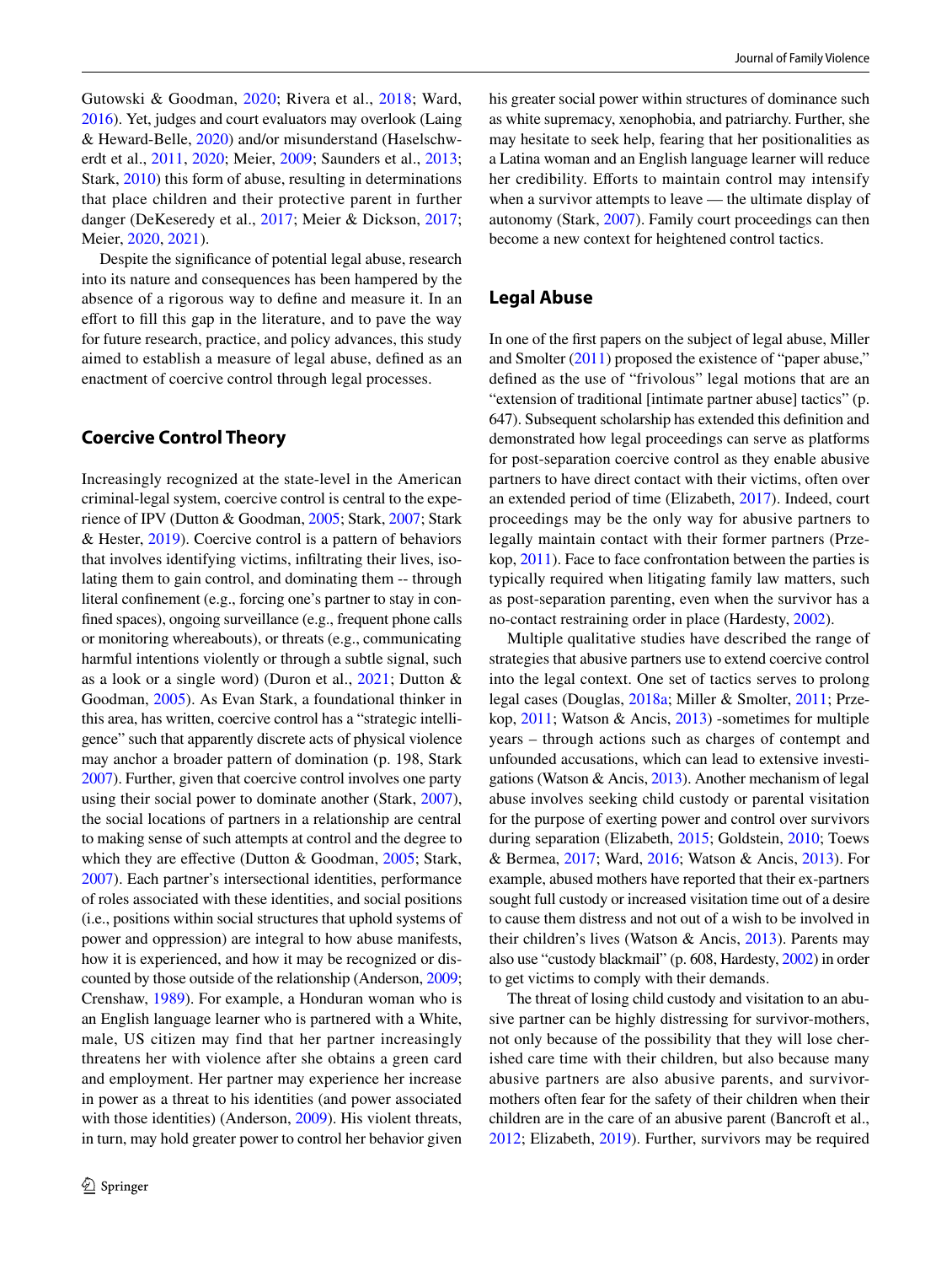Gutowski & Goodman, 2020; Rivera et al., 2018; Ward, 2016). Yet, judges and court evaluators may overlook (Laing & Heward-Belle, 2020) and/or misunderstand (Haselschwerdt et al., 2011, 2020; Meier, 2009; Saunders et al., 2013; Stark, 2010) this form of abuse, resulting in determinations that place children and their protective parent in further danger (DeKeseredy et al., 2017; Meier & Dickson, 2017; Meier, 2020, 2021).

Despite the significance of potential legal abuse, research into its nature and consequences has been hampered by the absence of a rigorous way to define and measure it. In an effort to fill this gap in the literature, and to pave the way for future research, practice, and policy advances, this study aimed to establish a measure of legal abuse, defined as an enactment of coercive control through legal processes.

## Coercive Control Theory

Increasingly recognized at the state-level in the American criminal-legal system, coercive control is central to the experience of IPV (Dutton & Goodman, 2005; Stark, 2007; Stark & Hester, 2019). Coercive control is a pattern of behaviors that involves identifying victims, infiltrating their lives, isolating them to gain control, and dominating them -- through literal confinement (e.g., forcing one's partner to stay in confined spaces), ongoing surveillance (e.g., frequent phone calls or monitoring whereabouts), or threats (e.g., communicating harmful intentions violently or through a subtle signal, such as a look or a single word) (Duron et al., 2021; Dutton & Goodman, 2005). As Evan Stark, a foundational thinker in this area, has written, coercive control has a "strategic intelligence" such that apparently discrete acts of physical violence may anchor a broader pattern of domination (p. 198, Stark 2007). Further, given that coercive control involves one party using their social power to dominate another (Stark, 2007), the social locations of partners in a relationship are central to making sense of such attempts at control and the degree to which they are effective (Dutton & Goodman, 2005; Stark, 2007). Each partner's intersectional identities, performance of roles associated with these identities, and social positions (i.e., positions within social structures that uphold systems of power and oppression) are integral to how abuse manifests, how it is experienced, and how it may be recognized or discounted by those outside of the relationship (Anderson, 2009; Crenshaw, 1989). For example, a Honduran woman who is an English language learner who is partnered with a White, male, US citizen may find that her partner increasingly threatens her with violence after she obtains a green card and employment. Her partner may experience her increase in power as a threat to his identities (and power associated with those identities) (Anderson, 2009). His violent threats, in turn, may hold greater power to control her behavior given his greater social power within structures of dominance such as white supremacy, xenophobia, and patriarchy. Further, she may hesitate to seek help, fearing that her positionalities as a Latina woman and an English language learner will reduce her credibility. Efforts to maintain control may intensify when a survivor attempts to leave — the ultimate display of autonomy (Stark, 2007). Family court proceedings can then become a new context for heightened control tactics.

## Legal Abuse

In one of the first papers on the subject of legal abuse, Miller and Smolter (2011) proposed the existence of "paper abuse," defined as the use of "frivolous" legal motions that are an "extension of traditional [intimate partner abuse] tactics" (p. 647). Subsequent scholarship has extended this definition and demonstrated how legal proceedings can serve as platforms for post-separation coercive control as they enable abusive partners to have direct contact with their victims, often over an extended period of time (Elizabeth, 2017). Indeed, court proceedings may be the only way for abusive partners to legally maintain contact with their former partners (Przekop, 2011). Face to face confrontation between the parties is typically required when litigating family law matters, such as post-separation parenting, even when the survivor has a no-contact restraining order in place (Hardesty, 2002).

Multiple qualitative studies have described the range of strategies that abusive partners use to extend coercive control into the legal context. One set of tactics serves to prolong legal cases (Douglas, 2018a; Miller & Smolter, 2011; Przekop, 2011; Watson & Ancis, 2013) -sometimes for multiple years – through actions such as charges of contempt and unfounded accusations, which can lead to extensive investigations (Watson & Ancis, 2013). Another mechanism of legal abuse involves seeking child custody or parental visitation for the purpose of exerting power and control over survivors during separation (Elizabeth, 2015; Goldstein, 2010; Toews & Bermea, 2017; Ward, 2016; Watson & Ancis, 2013). For example, abused mothers have reported that their ex-partners sought full custody or increased visitation time out of a desire to cause them distress and not out of a wish to be involved in their children's lives (Watson & Ancis, 2013). Parents may also use "custody blackmail" (p. 608, Hardesty, 2002) in order to get victims to comply with their demands.

The threat of losing child custody and visitation to an abusive partner can be highly distressing for survivor-mothers, not only because of the possibility that they will lose cherished care time with their children, but also because many abusive partners are also abusive parents, and survivor-mothers often fear for the safety of their children when their children are in the care of an abusive parent (Bancroft et al., 2012; Elizabeth, 2019). Further, survivors may be required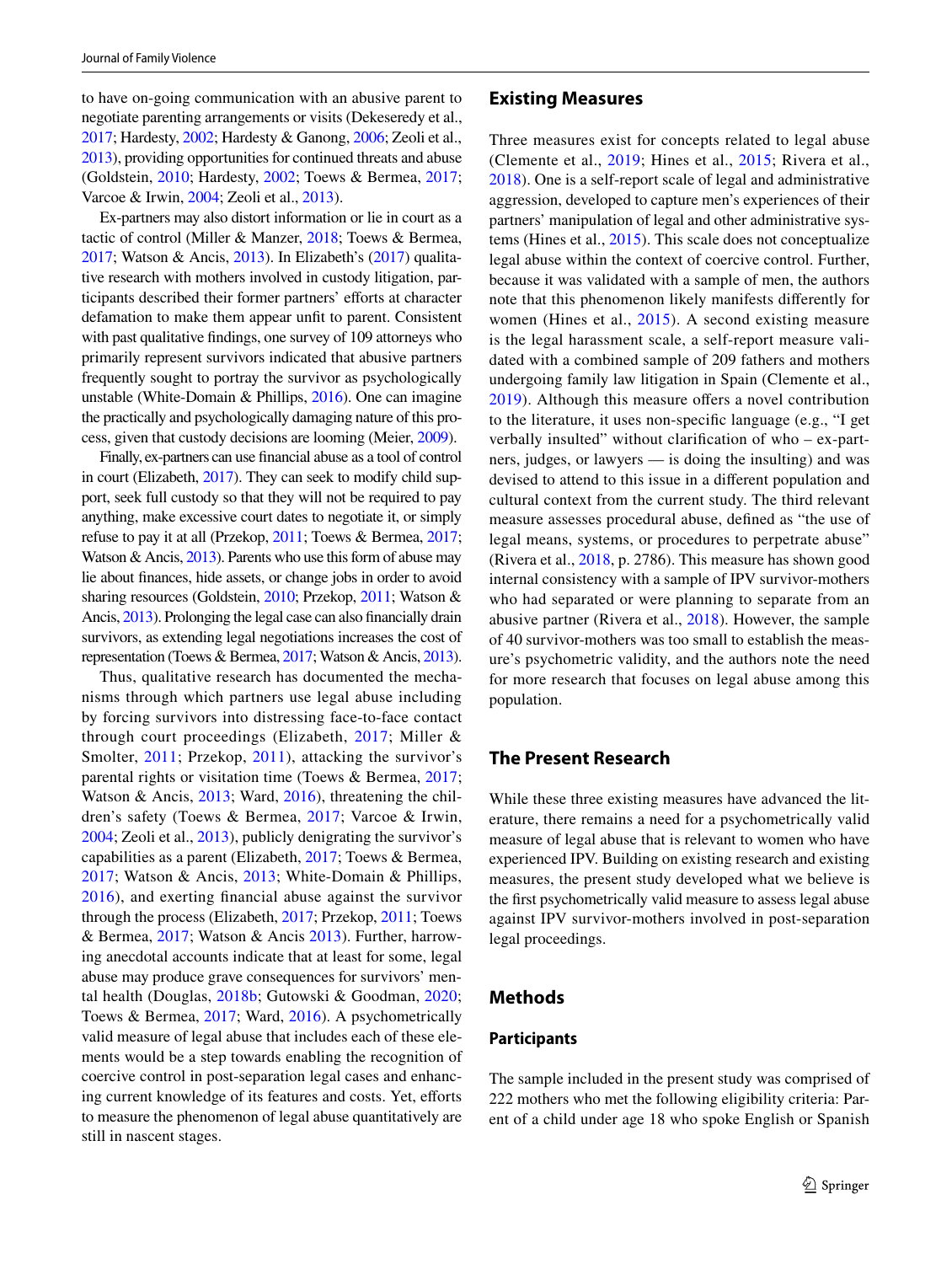to have on-going communication with an abusive parent to negotiate parenting arrangements or visits (Dekeseredy et al., 2017; Hardesty, 2002; Hardesty & Ganong, 2006; Zeoli et al., 2013), providing opportunities for continued threats and abuse (Goldstein, 2010; Hardesty, 2002; Toews & Bermea, 2017; Varcoe & Irwin, 2004; Zeoli et al., 2013).

Ex-partners may also distort information or lie in court as a tactic of control (Miller & Manzer, 2018; Toews & Bermea, 2017; Watson & Ancis, 2013). In Elizabeth's (2017) qualitative research with mothers involved in custody litigation, participants described their former partners' efforts at character defamation to make them appear unfit to parent. Consistent with past qualitative findings, one survey of 109 attorneys who primarily represent survivors indicated that abusive partners frequently sought to portray the survivor as psychologically unstable (White-Domain & Phillips, 2016). One can imagine the practically and psychologically damaging nature of this process, given that custody decisions are looming (Meier, 2009).

Finally, ex-partners can use financial abuse as a tool of control in court (Elizabeth, 2017). They can seek to modify child support, seek full custody so that they will not be required to pay anything, make excessive court dates to negotiate it, or simply refuse to pay it at all (Przekop, 2011; Toews & Bermea, 2017; Watson & Ancis, 2013). Parents who use this form of abuse may lie about finances, hide assets, or change jobs in order to avoid sharing resources (Goldstein, 2010; Przekop, 2011; Watson & Ancis, 2013). Prolonging the legal case can also financially drain survivors, as extending legal negotiations increases the cost of representation (Toews & Bermea, 2017; Watson & Ancis, 2013).

Thus, qualitative research has documented the mechanisms through which partners use legal abuse including by forcing survivors into distressing face-to-face contact through court proceedings (Elizabeth, 2017; Miller & Smolter, 2011; Przekop, 2011), attacking the survivor's parental rights or visitation time (Toews & Bermea, 2017; Watson & Ancis, 2013; Ward, 2016), threatening the children's safety (Toews & Bermea, 2017; Varcoe & Irwin, 2004; Zeoli et al., 2013), publicly denigrating the survivor's capabilities as a parent (Elizabeth, 2017; Toews & Bermea, 2017; Watson & Ancis, 2013; White-Domain & Phillips, 2016), and exerting financial abuse against the survivor through the process (Elizabeth, 2017; Przekop, 2011; Toews & Bermea, 2017; Watson & Ancis 2013). Further, harrowing anecdotal accounts indicate that at least for some, legal abuse may produce grave consequences for survivors' mental health (Douglas, 2018b; Gutowski & Goodman, 2020; Toews & Bermea, 2017; Ward, 2016). A psychometrically valid measure of legal abuse that includes each of these elements would be a step towards enabling the recognition of coercive control in post-separation legal cases and enhancing current knowledge of its features and costs. Yet, efforts to measure the phenomenon of legal abuse quantitatively are still in nascent stages.

## Existing Measures

Three measures exist for concepts related to legal abuse (Clemente et al., 2019; Hines et al., 2015; Rivera et al., 2018). One is a self-report scale of legal and administrative aggression, developed to capture men's experiences of their partners' manipulation of legal and other administrative systems (Hines et al., 2015). This scale does not conceptualize legal abuse within the context of coercive control. Further, because it was validated with a sample of men, the authors note that this phenomenon likely manifests differently for women (Hines et al., 2015). A second existing measure is the legal harassment scale, a self-report measure validated with a combined sample of 209 fathers and mothers undergoing family law litigation in Spain (Clemente et al., 2019). Although this measure offers a novel contribution to the literature, it uses non-specific language (e.g., "I get verbally insulted" without clarification of who – ex-partners, judges, or lawyers — is doing the insulting) and was devised to attend to this issue in a different population and cultural context from the current study. The third relevant measure assesses procedural abuse, defined as "the use of legal means, systems, or procedures to perpetrate abuse" (Rivera et al., 2018, p. 2786). This measure has shown good internal consistency with a sample of IPV survivor-mothers who had separated or were planning to separate from an abusive partner (Rivera et al., 2018). However, the sample of 40 survivor-mothers was too small to establish the measure's psychometric validity, and the authors note the need for more research that focuses on legal abuse among this population.

## The Present Research

While these three existing measures have advanced the literature, there remains a need for a psychometrically valid measure of legal abuse that is relevant to women who have experienced IPV. Building on existing research and existing measures, the present study developed what we believe is the first psychometrically valid measure to assess legal abuse against IPV survivor-mothers involved in post-separation legal proceedings.

## Methods

### Participants

The sample included in the present study was comprised of 222 mothers who met the following eligibility criteria: Parent of a child under age 18 who spoke English or Spanish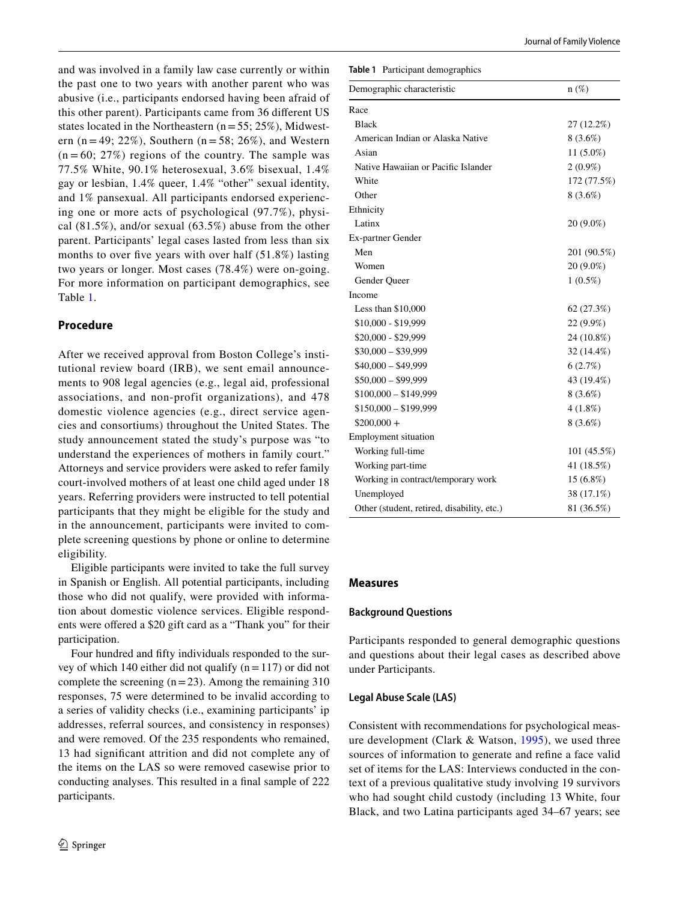and was involved in a family law case currently or within the past one to two years with another parent who was abusive (i.e., participants endorsed having been afraid of this other parent). Participants came from 36 different US states located in the Northeastern (n = 55; 25%), Midwestern (n = 49; 22%), Southern (n = 58; 26%), and Western (n = 60; 27%) regions of the country. The sample was 77.5% White, 90.1% heterosexual, 3.6% bisexual, 1.4% gay or lesbian, 1.4% queer, 1.4% "other" sexual identity, and 1% pansexual. All participants endorsed experiencing one or more acts of psychological (97.7%), physical (81.5%), and/or sexual (63.5%) abuse from the other parent. Participants' legal cases lasted from less than six months to over five years with over half (51.8%) lasting two years or longer. Most cases (78.4%) were on-going. For more information on participant demographics, see Table 1.

## Procedure

After we received approval from Boston College's institutional review board (IRB), we sent email announcements to 908 legal agencies (e.g., legal aid, professional associations, and non-profit organizations), and 478 domestic violence agencies (e.g., direct service agencies and consortiums) throughout the United States. The study announcement stated the study's purpose was "to understand the experiences of mothers in family court." Attorneys and service providers were asked to refer family court-involved mothers of at least one child aged under 18 years. Referring providers were instructed to tell potential participants that they might be eligible for the study and in the announcement, participants were invited to complete screening questions by phone or online to determine eligibility.

Eligible participants were invited to take the full survey in Spanish or English. All potential participants, including those who did not qualify, were provided with information about domestic violence services. Eligible respondents were offered a $20 gift card as a "Thank you" for their participation.

Four hundred and fifty individuals responded to the survey of which 140 either did not qualify (n = 117) or did not complete the screening (n = 23). Among the remaining 310 responses, 75 were determined to be invalid according to a series of validity checks (i.e., examining participants' ip addresses, referral sources, and consistency in responses) and were removed. Of the 235 respondents who remained, 13 had significant attrition and did not complete any of the items on the LAS so were removed casewise prior to conducting analyses. This resulted in a final sample of 222 participants.

**Table 1** Participant demographics

| Demographic characteristic | n (%) |
|---|---|
| Race | |
| Black | 27 (12.2%) |
| American Indian or Alaska Native | 8 (3.6%) |
| Asian | 11 (5.0%) |
| Native Hawaiian or Pacific Islander | 2 (0.9%) |
| White | 172 (77.5%) |
| Other | 8 (3.6%) |
| Ethnicity | |
| Latinx | 20 (9.0%) |
| Ex-partner Gender | |
| Men | 201 (90.5%) |
| Women | 20 (9.0%) |
| Gender Queer | 1 (0.5%) |
| Income | |
| Less than $10,000 | 62 (27.3%) |
| $10,000 - $19,999 | 22 (9.9%) |
| $20,000 - $29,999 | 24 (10.8%) |
| $30,000 – $39,999 | 32 (14.4%) |
| $40,000 – $49,999 | 6 (2.7%) |
| $50,000 – $99,999 | 43 (19.4%) |
| $100,000 – $149,999 | 8 (3.6%) |
| $150,000 – $199,999 | 4 (1.8%) |
| $200,000 + | 8 (3.6%) |
| Employment situation | |
| Working full-time | 101 (45.5%) |
| Working part-time | 41 (18.5%) |
| Working in contract/temporary work | 15 (6.8%) |
| Unemployed | 38 (17.1%) |
| Other (student, retired, disability, etc.) | 81 (36.5%) |

## Measures

### Background Questions

Participants responded to general demographic questions and questions about their legal cases as described above under Participants.

### Legal Abuse Scale (LAS)

Consistent with recommendations for psychological measure development (Clark & Watson, 1995), we used three sources of information to generate and refine a face valid set of items for the LAS: Interviews conducted in the context of a previous qualitative study involving 19 survivors who had sought child custody (including 13 White, four Black, and two Latina participants aged 34–67 years; see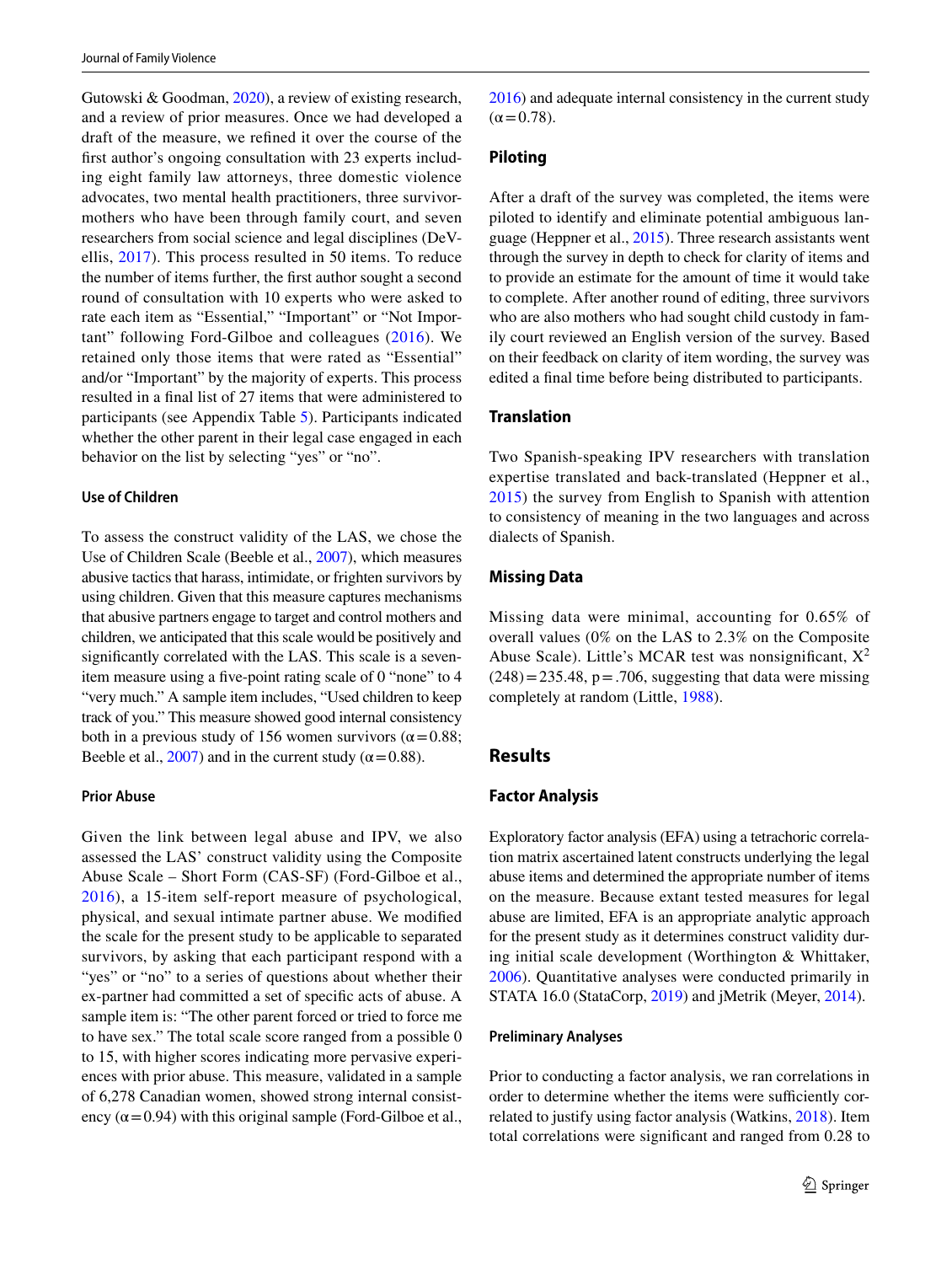Gutowski & Goodman, 2020), a review of existing research, and a review of prior measures. Once we had developed a draft of the measure, we refined it over the course of the first author's ongoing consultation with 23 experts including eight family law attorneys, three domestic violence advocates, two mental health practitioners, three survivor-mothers who have been through family court, and seven researchers from social science and legal disciplines (DeVellis, 2017). This process resulted in 50 items. To reduce the number of items further, the first author sought a second round of consultation with 10 experts who were asked to rate each item as "Essential," "Important" or "Not Important" following Ford-Gilboe and colleagues (2016). We retained only those items that were rated as "Essential" and/or "Important" by the majority of experts. This process resulted in a final list of 27 items that were administered to participants (see Appendix Table 5). Participants indicated whether the other parent in their legal case engaged in each behavior on the list by selecting "yes" or "no".

#### Use of Children

To assess the construct validity of the LAS, we chose the Use of Children Scale (Beeble et al., 2007), which measures abusive tactics that harass, intimidate, or frighten survivors by using children. Given that this measure captures mechanisms that abusive partners engage to target and control mothers and children, we anticipated that this scale would be positively and significantly correlated with the LAS. This scale is a seven-item measure using a five-point rating scale of 0 "none" to 4 "very much." A sample item includes, "Used children to keep track of you." This measure showed good internal consistency both in a previous study of 156 women survivors ($\alpha = 0.88$; Beeble et al., 2007) and in the current study ($\alpha = 0.88$).

#### Prior Abuse

Given the link between legal abuse and IPV, we also assessed the LAS' construct validity using the Composite Abuse Scale – Short Form (CAS-SF) (Ford-Gilboe et al., 2016), a 15-item self-report measure of psychological, physical, and sexual intimate partner abuse. We modified the scale for the present study to be applicable to separated survivors, by asking that each participant respond with a "yes" or "no" to a series of questions about whether their ex-partner had committed a set of specific acts of abuse. A sample item is: "The other parent forced or tried to force me to have sex." The total scale score ranged from a possible 0 to 15, with higher scores indicating more pervasive experiences with prior abuse. This measure, validated in a sample of 6,278 Canadian women, showed strong internal consistency ($\alpha = 0.94$) with this original sample (Ford-Gilboe et al., 2016) and adequate internal consistency in the current study ($\alpha = 0.78$).

### Piloting

After a draft of the survey was completed, the items were piloted to identify and eliminate potential ambiguous language (Heppner et al., 2015). Three research assistants went through the survey in depth to check for clarity of items and to provide an estimate for the amount of time it would take to complete. After another round of editing, three survivors who are also mothers who had sought child custody in family court reviewed an English version of the survey. Based on their feedback on clarity of item wording, the survey was edited a final time before being distributed to participants.

### Translation

Two Spanish-speaking IPV researchers with translation expertise translated and back-translated (Heppner et al., 2015) the survey from English to Spanish with attention to consistency of meaning in the two languages and across dialects of Spanish.

### Missing Data

Missing data were minimal, accounting for 0.65% of overall values (0% on the LAS to 2.3% on the Composite Abuse Scale). Little's MCAR test was nonsignificant, $X^2$ $(248) = 235.48$, $p = .706$, suggesting that data were missing completely at random (Little, 1988).

## Results

### Factor Analysis

Exploratory factor analysis (EFA) using a tetrachoric correlation matrix ascertained latent constructs underlying the legal abuse items and determined the appropriate number of items on the measure. Because extant tested measures for legal abuse are limited, EFA is an appropriate analytic approach for the present study as it determines construct validity during initial scale development (Worthington & Whittaker, 2006). Quantitative analyses were conducted primarily in STATA 16.0 (StataCorp, 2019) and jMetrik (Meyer, 2014).

#### Preliminary Analyses

Prior to conducting a factor analysis, we ran correlations in order to determine whether the items were sufficiently correlated to justify using factor analysis (Watkins, 2018). Item total correlations were significant and ranged from 0.28 to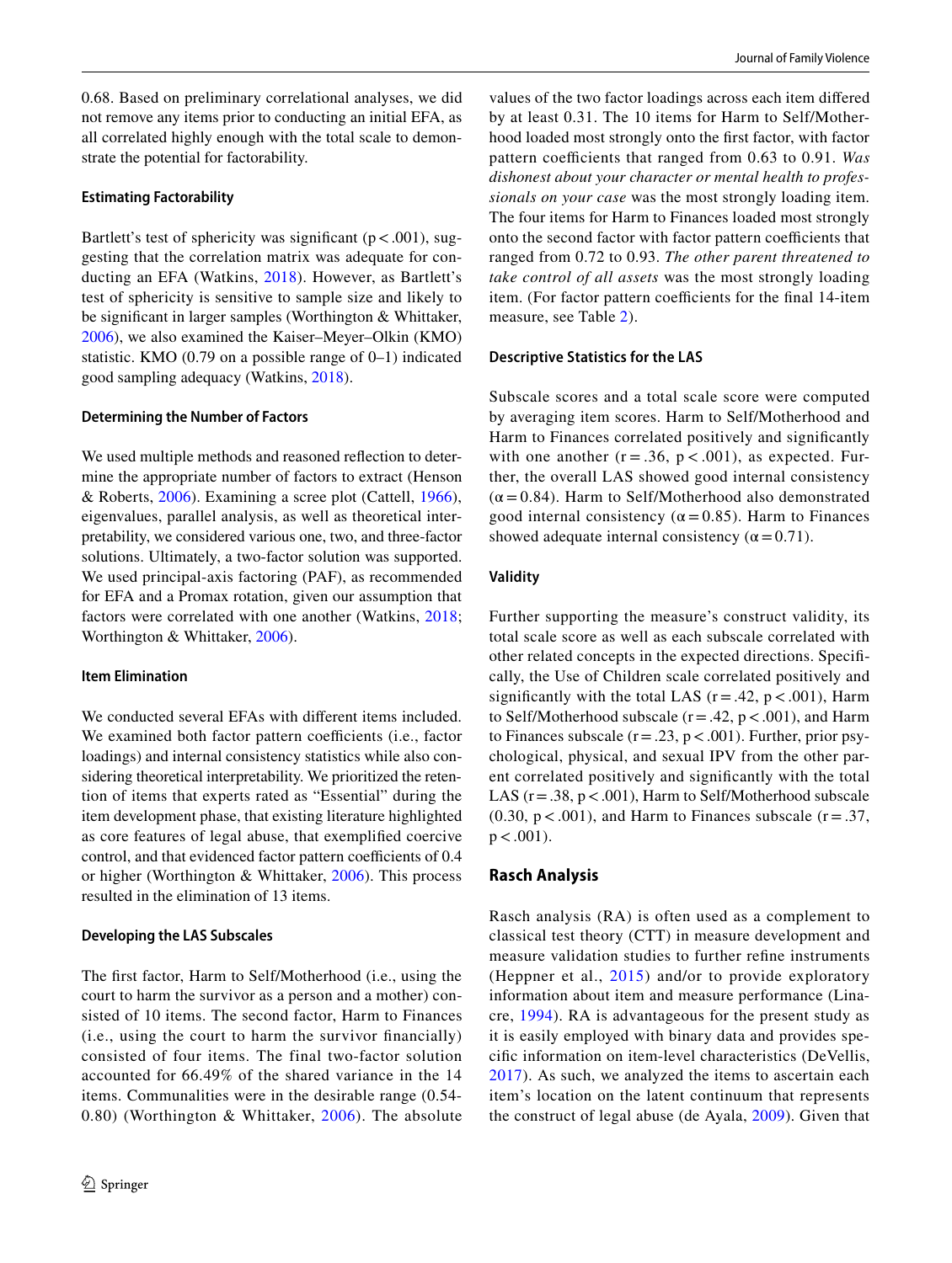0.68. Based on preliminary correlational analyses, we did not remove any items prior to conducting an initial EFA, as all correlated highly enough with the total scale to demonstrate the potential for factorability.

#### Estimating Factorability

Bartlett's test of sphericity was significant ($p < .001$), suggesting that the correlation matrix was adequate for conducting an EFA (Watkins, 2018). However, as Bartlett's test of sphericity is sensitive to sample size and likely to be significant in larger samples (Worthington & Whittaker, 2006), we also examined the Kaiser–Meyer–Olkin (KMO) statistic. KMO (0.79 on a possible range of 0–1) indicated good sampling adequacy (Watkins, 2018).

#### Determining the Number of Factors

We used multiple methods and reasoned reflection to determine the appropriate number of factors to extract (Henson & Roberts, 2006). Examining a scree plot (Cattell, 1966), eigenvalues, parallel analysis, as well as theoretical interpretability, we considered various one, two, and three-factor solutions. Ultimately, a two-factor solution was supported. We used principal-axis factoring (PAF), as recommended for EFA and a Promax rotation, given our assumption that factors were correlated with one another (Watkins, 2018; Worthington & Whittaker, 2006).

#### Item Elimination

We conducted several EFAs with different items included. We examined both factor pattern coefficients (i.e., factor loadings) and internal consistency statistics while also considering theoretical interpretability. We prioritized the retention of items that experts rated as "Essential" during the item development phase, that existing literature highlighted as core features of legal abuse, that exemplified coercive control, and that evidenced factor pattern coefficients of 0.4 or higher (Worthington & Whittaker, 2006). This process resulted in the elimination of 13 items.

#### Developing the LAS Subscales

The first factor, Harm to Self/Motherhood (i.e., using the court to harm the survivor as a person and a mother) consisted of 10 items. The second factor, Harm to Finances (i.e., using the court to harm the survivor financially) consisted of four items. The final two-factor solution accounted for 66.49% of the shared variance in the 14 items. Communalities were in the desirable range (0.54-0.80) (Worthington & Whittaker, 2006). The absolute values of the two factor loadings across each item differed by at least 0.31. The 10 items for Harm to Self/Motherhood loaded most strongly onto the first factor, with factor pattern coefficients that ranged from 0.63 to 0.91. *Was dishonest about your character or mental health to professionals on your case* was the most strongly loading item. The four items for Harm to Finances loaded most strongly onto the second factor with factor pattern coefficients that ranged from 0.72 to 0.93. *The other parent threatened to take control of all assets* was the most strongly loading item. (For factor pattern coefficients for the final 14-item measure, see Table 2).

#### Descriptive Statistics for the LAS

Subscale scores and a total scale score were computed by averaging item scores. Harm to Self/Motherhood and Harm to Finances correlated positively and significantly with one another ($r = .36$, $p < .001$), as expected. Further, the overall LAS showed good internal consistency ($\alpha = 0.84$). Harm to Self/Motherhood also demonstrated good internal consistency ($\alpha = 0.85$). Harm to Finances showed adequate internal consistency ($\alpha = 0.71$).

#### Validity

Further supporting the measure's construct validity, its total scale score as well as each subscale correlated with other related concepts in the expected directions. Specifically, the Use of Children scale correlated positively and significantly with the total LAS ($r = .42$, $p < .001$), Harm to Self/Motherhood subscale ($r = .42$, $p < .001$), and Harm to Finances subscale ($r = .23$, $p < .001$). Further, prior psychological, physical, and sexual IPV from the other parent correlated positively and significantly with the total LAS ($r = .38$, $p < .001$), Harm to Self/Motherhood subscale (0.30, $p < .001$), and Harm to Finances subscale ($r = .37$, $p < .001$).

### Rasch Analysis

Rasch analysis (RA) is often used as a complement to classical test theory (CTT) in measure development and measure validation studies to further refine instruments (Heppner et al., 2015) and/or to provide exploratory information about item and measure performance (Linacre, 1994). RA is advantageous for the present study as it is easily employed with binary data and provides specific information on item-level characteristics (DeVellis, 2017). As such, we analyzed the items to ascertain each item's location on the latent continuum that represents the construct of legal abuse (de Ayala, 2009). Given that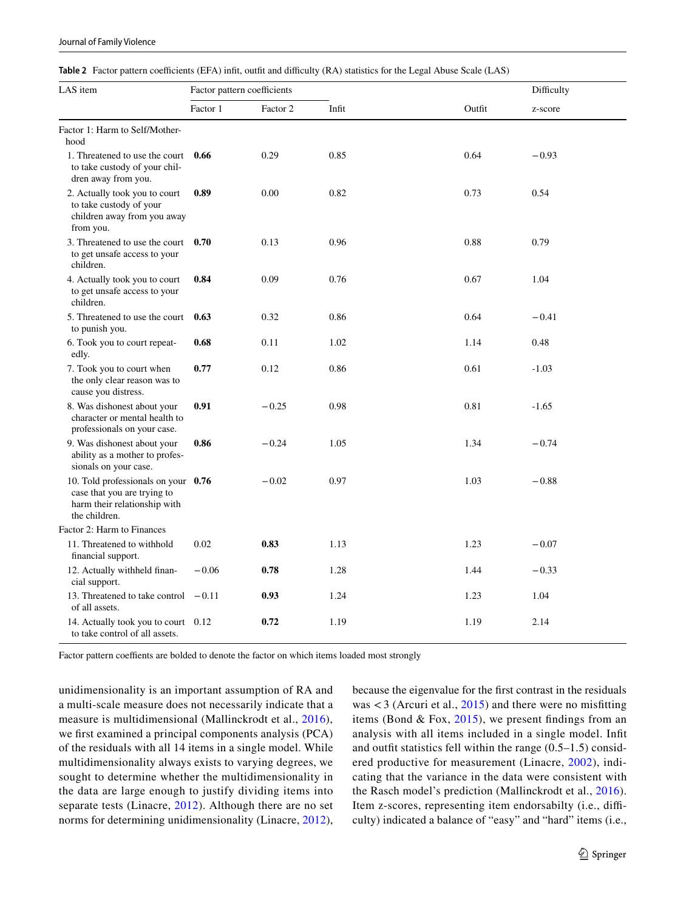**Table 2** Factor pattern coefficients (EFA) infit, outfit and difficulty (RA) statistics for the Legal Abuse Scale (LAS)

| LAS item | Factor pattern coefficients | | | | Difficulty |
|---|---|---|---|---|---|
| | Factor 1 | Factor 2 | Infit | Outfit | z-score |
| Factor 1: Harm to Self/Motherhood | | | | | |
| 1. Threatened to use the court to take custody of your children away from you. | **0.66** | 0.29 | 0.85 | 0.64 | −0.93 |
| 2. Actually took you to court to take custody of your children away from you away from you. | **0.89** | 0.00 | 0.82 | 0.73 | 0.54 |
| 3. Threatened to use the court to get unsafe access to your children. | **0.70** | 0.13 | 0.96 | 0.88 | 0.79 |
| 4. Actually took you to court to get unsafe access to your children. | **0.84** | 0.09 | 0.76 | 0.67 | 1.04 |
| 5. Threatened to use the court to punish you. | **0.63** | 0.32 | 0.86 | 0.64 | −0.41 |
| 6. Took you to court repeatedly. | **0.68** | 0.11 | 1.02 | 1.14 | 0.48 |
| 7. Took you to court when the only clear reason was to cause you distress. | **0.77** | 0.12 | 0.86 | 0.61 | -1.03 |
| 8. Was dishonest about your character or mental health to professionals on your case. | **0.91** | −0.25 | 0.98 | 0.81 | -1.65 |
| 9. Was dishonest about your ability as a mother to professionals on your case. | **0.86** | −0.24 | 1.05 | 1.34 | −0.74 |
| 10. Told professionals on your case that you are trying to harm their relationship with the children. | **0.76** | −0.02 | 0.97 | 1.03 | −0.88 |
| Factor 2: Harm to Finances | | | | | |
| 11. Threatened to withhold financial support. | 0.02 | **0.83** | 1.13 | 1.23 | −0.07 |
| 12. Actually withheld financial support. | −0.06 | **0.78** | 1.28 | 1.44 | −0.33 |
| 13. Threatened to take control of all assets. | −0.11 | **0.93** | 1.24 | 1.23 | 1.04 |
| 14. Actually took you to court to take control of all assets. | 0.12 | **0.72** | 1.19 | 1.19 | 2.14 |

Factor pattern coeffients are bolded to denote the factor on which items loaded most strongly

unidimensionality is an important assumption of RA and a multi-scale measure does not necessarily indicate that a measure is multidimensional (Mallinckrodt et al., 2016), we first examined a principal components analysis (PCA) of the residuals with all 14 items in a single model. While multidimensionality always exists to varying degrees, we sought to determine whether the multidimensionality in the data are large enough to justify dividing items into separate tests (Linacre, 2012). Although there are no set norms for determining unidimensionality (Linacre, 2012), because the eigenvalue for the first contrast in the residuals was < 3 (Arcuri et al., 2015) and there were no misfitting items (Bond & Fox, 2015), we present findings from an analysis with all items included in a single model. Infit and outfit statistics fell within the range (0.5–1.5) considered productive for measurement (Linacre, 2002), indicating that the variance in the data were consistent with the Rasch model's prediction (Mallinckrodt et al., 2016). Item z-scores, representing item endorsabilty (i.e., difficulty) indicated a balance of "easy" and "hard" items (i.e.,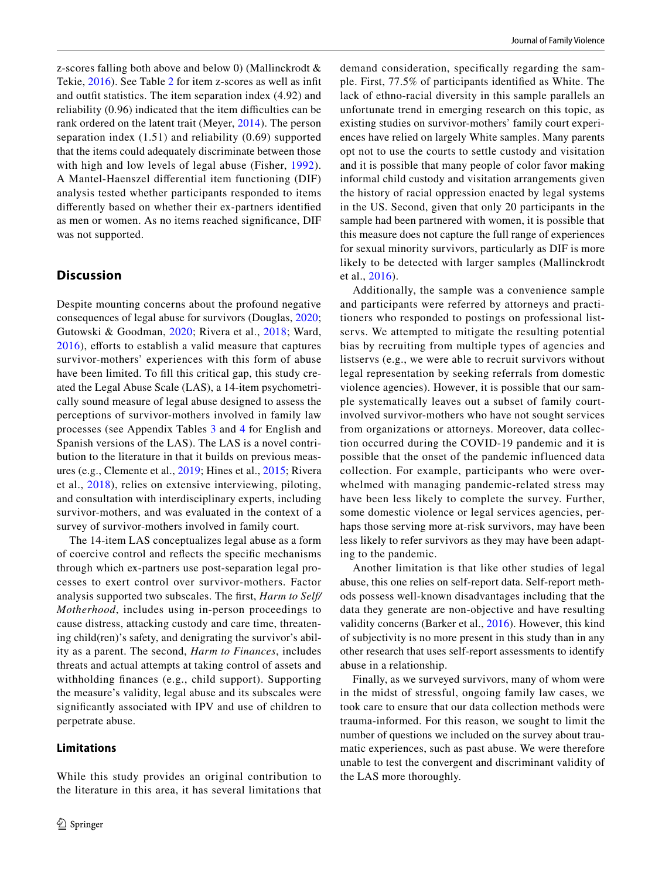z-scores falling both above and below 0) (Mallinckrodt & Tekie, 2016). See Table 2 for item z-scores as well as infit and outfit statistics. The item separation index (4.92) and reliability (0.96) indicated that the item difficulties can be rank ordered on the latent trait (Meyer, 2014). The person separation index (1.51) and reliability (0.69) supported that the items could adequately discriminate between those with high and low levels of legal abuse (Fisher, 1992). A Mantel-Haenszel differential item functioning (DIF) analysis tested whether participants responded to items differently based on whether their ex-partners identified as men or women. As no items reached significance, DIF was not supported.

## Discussion

Despite mounting concerns about the profound negative consequences of legal abuse for survivors (Douglas, 2020; Gutowski & Goodman, 2020; Rivera et al., 2018; Ward, 2016), efforts to establish a valid measure that captures survivor-mothers' experiences with this form of abuse have been limited. To fill this critical gap, this study created the Legal Abuse Scale (LAS), a 14-item psychometrically sound measure of legal abuse designed to assess the perceptions of survivor-mothers involved in family law processes (see Appendix Tables 3 and 4 for English and Spanish versions of the LAS). The LAS is a novel contribution to the literature in that it builds on previous measures (e.g., Clemente et al., 2019; Hines et al., 2015; Rivera et al., 2018), relies on extensive interviewing, piloting, and consultation with interdisciplinary experts, including survivor-mothers, and was evaluated in the context of a survey of survivor-mothers involved in family court.

The 14-item LAS conceptualizes legal abuse as a form of coercive control and reflects the specific mechanisms through which ex-partners use post-separation legal processes to exert control over survivor-mothers. Factor analysis supported two subscales. The first, *Harm to Self/Motherhood*, includes using in-person proceedings to cause distress, attacking custody and care time, threatening child(ren)'s safety, and denigrating the survivor's ability as a parent. The second, *Harm to Finances*, includes threats and actual attempts at taking control of assets and withholding finances (e.g., child support). Supporting the measure's validity, legal abuse and its subscales were significantly associated with IPV and use of children to perpetrate abuse.

### Limitations

While this study provides an original contribution to the literature in this area, it has several limitations that demand consideration, specifically regarding the sample. First, 77.5% of participants identified as White. The lack of ethno-racial diversity in this sample parallels an unfortunate trend in emerging research on this topic, as existing studies on survivor-mothers' family court experiences have relied on largely White samples. Many parents opt not to use the courts to settle custody and visitation and it is possible that many people of color favor making informal child custody and visitation arrangements given the history of racial oppression enacted by legal systems in the US. Second, given that only 20 participants in the sample had been partnered with women, it is possible that this measure does not capture the full range of experiences for sexual minority survivors, particularly as DIF is more likely to be detected with larger samples (Mallinckrodt et al., 2016).

Additionally, the sample was a convenience sample and participants were referred by attorneys and practitioners who responded to postings on professional listservs. We attempted to mitigate the resulting potential bias by recruiting from multiple types of agencies and listservs (e.g., we were able to recruit survivors without legal representation by seeking referrals from domestic violence agencies). However, it is possible that our sample systematically leaves out a subset of family court-involved survivor-mothers who have not sought services from organizations or attorneys. Moreover, data collection occurred during the COVID-19 pandemic and it is possible that the onset of the pandemic influenced data collection. For example, participants who were overwhelmed with managing pandemic-related stress may have been less likely to complete the survey. Further, some domestic violence or legal services agencies, perhaps those serving more at-risk survivors, may have been less likely to refer survivors as they may have been adapting to the pandemic.

Another limitation is that like other studies of legal abuse, this one relies on self-report data. Self-report methods possess well-known disadvantages including that the data they generate are non-objective and have resulting validity concerns (Barker et al., 2016). However, this kind of subjectivity is no more present in this study than in any other research that uses self-report assessments to identify abuse in a relationship.

Finally, as we surveyed survivors, many of whom were in the midst of stressful, ongoing family law cases, we took care to ensure that our data collection methods were trauma-informed. For this reason, we sought to limit the number of questions we included on the survey about traumatic experiences, such as past abuse. We were therefore unable to test the convergent and discriminant validity of the LAS more thoroughly.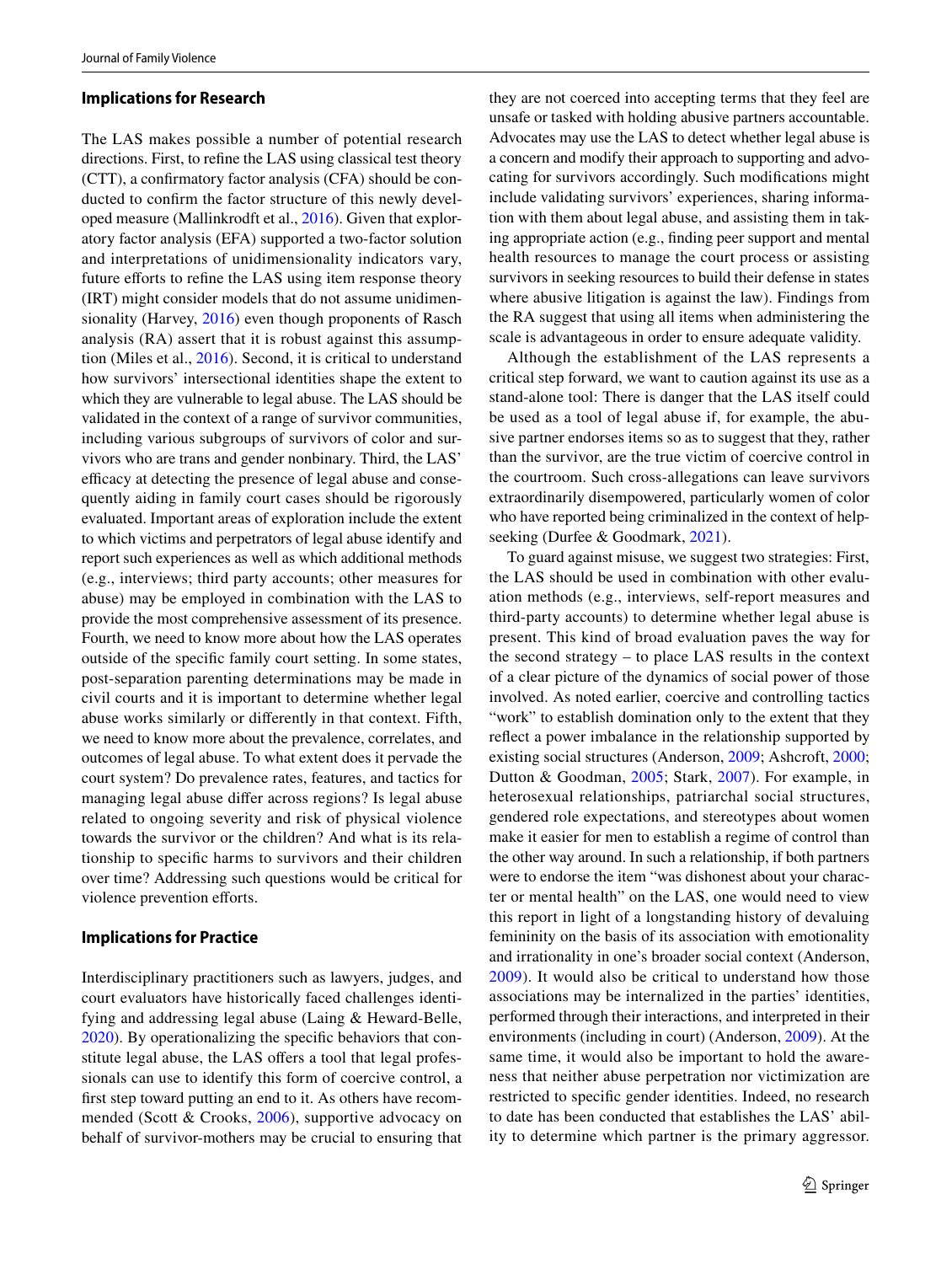### Implications for Research

The LAS makes possible a number of potential research directions. First, to refine the LAS using classical test theory (CTT), a confirmatory factor analysis (CFA) should be conducted to confirm the factor structure of this newly developed measure (Mallinkrodft et al., 2016). Given that exploratory factor analysis (EFA) supported a two-factor solution and interpretations of unidimensionality indicators vary, future efforts to refine the LAS using item response theory (IRT) might consider models that do not assume unidimensionality (Harvey, 2016) even though proponents of Rasch analysis (RA) assert that it is robust against this assumption (Miles et al., 2016). Second, it is critical to understand how survivors' intersectional identities shape the extent to which they are vulnerable to legal abuse. The LAS should be validated in the context of a range of survivor communities, including various subgroups of survivors of color and survivors who are trans and gender nonbinary. Third, the LAS' efficacy at detecting the presence of legal abuse and consequently aiding in family court cases should be rigorously evaluated. Important areas of exploration include the extent to which victims and perpetrators of legal abuse identify and report such experiences as well as which additional methods (e.g., interviews; third party accounts; other measures for abuse) may be employed in combination with the LAS to provide the most comprehensive assessment of its presence. Fourth, we need to know more about how the LAS operates outside of the specific family court setting. In some states, post-separation parenting determinations may be made in civil courts and it is important to determine whether legal abuse works similarly or differently in that context. Fifth, we need to know more about the prevalence, correlates, and outcomes of legal abuse. To what extent does it pervade the court system? Do prevalence rates, features, and tactics for managing legal abuse differ across regions? Is legal abuse related to ongoing severity and risk of physical violence towards the survivor or the children? And what is its relationship to specific harms to survivors and their children over time? Addressing such questions would be critical for violence prevention efforts.

### Implications for Practice

Interdisciplinary practitioners such as lawyers, judges, and court evaluators have historically faced challenges identifying and addressing legal abuse (Laing & Heward-Belle, 2020). By operationalizing the specific behaviors that constitute legal abuse, the LAS offers a tool that legal professionals can use to identify this form of coercive control, a first step toward putting an end to it. As others have recommended (Scott & Crooks, 2006), supportive advocacy on behalf of survivor-mothers may be crucial to ensuring that they are not coerced into accepting terms that they feel are unsafe or tasked with holding abusive partners accountable. Advocates may use the LAS to detect whether legal abuse is a concern and modify their approach to supporting and advocating for survivors accordingly. Such modifications might include validating survivors' experiences, sharing information with them about legal abuse, and assisting them in taking appropriate action (e.g., finding peer support and mental health resources to manage the court process or assisting survivors in seeking resources to build their defense in states where abusive litigation is against the law). Findings from the RA suggest that using all items when administering the scale is advantageous in order to ensure adequate validity.

Although the establishment of the LAS represents a critical step forward, we want to caution against its use as a stand-alone tool: There is danger that the LAS itself could be used as a tool of legal abuse if, for example, the abusive partner endorses items so as to suggest that they, rather than the survivor, are the true victim of coercive control in the courtroom. Such cross-allegations can leave survivors extraordinarily disempowered, particularly women of color who have reported being criminalized in the context of help-seeking (Durfee & Goodmark, 2021).

To guard against misuse, we suggest two strategies: First, the LAS should be used in combination with other evaluation methods (e.g., interviews, self-report measures and third-party accounts) to determine whether legal abuse is present. This kind of broad evaluation paves the way for the second strategy – to place LAS results in the context of a clear picture of the dynamics of social power of those involved. As noted earlier, coercive and controlling tactics "work" to establish domination only to the extent that they reflect a power imbalance in the relationship supported by existing social structures (Anderson, 2009; Ashcroft, 2000; Dutton & Goodman, 2005; Stark, 2007). For example, in heterosexual relationships, patriarchal social structures, gendered role expectations, and stereotypes about women make it easier for men to establish a regime of control than the other way around. In such a relationship, if both partners were to endorse the item "was dishonest about your character or mental health" on the LAS, one would need to view this report in light of a longstanding history of devaluing femininity on the basis of its association with emotionality and irrationality in one's broader social context (Anderson, 2009). It would also be critical to understand how those associations may be internalized in the parties' identities, performed through their interactions, and interpreted in their environments (including in court) (Anderson, 2009). At the same time, it would also be important to hold the awareness that neither abuse perpetration nor victimization are restricted to specific gender identities. Indeed, no research to date has been conducted that establishes the LAS' ability to determine which partner is the primary aggressor.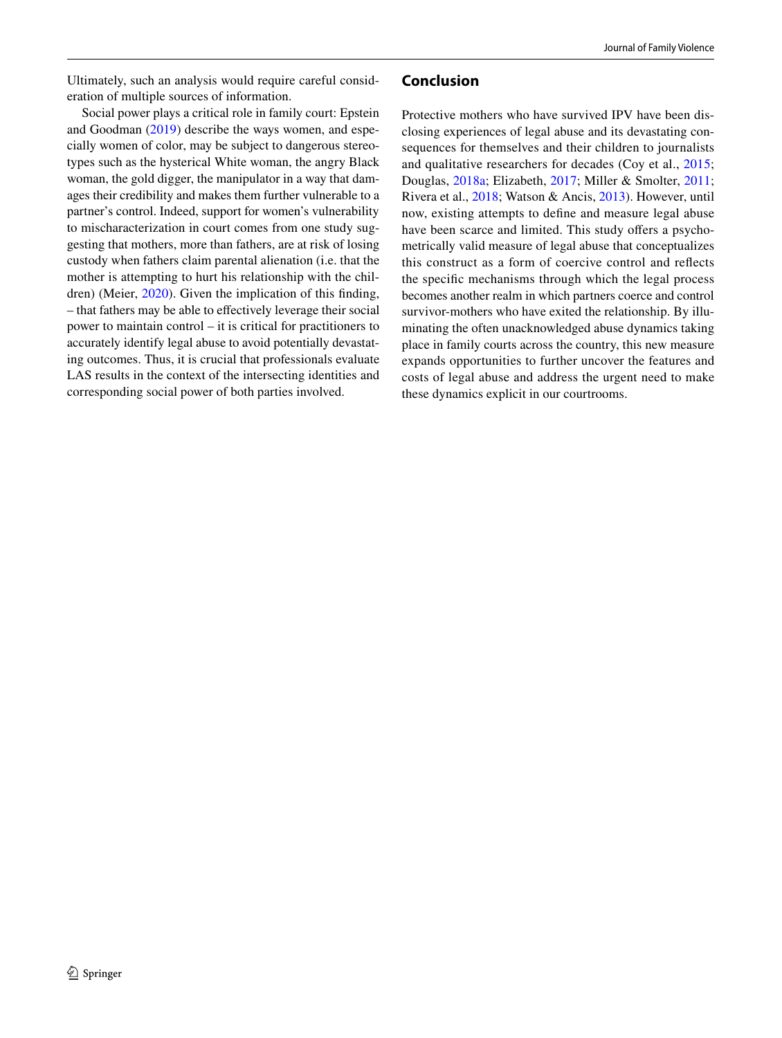Ultimately, such an analysis would require careful consideration of multiple sources of information.

Social power plays a critical role in family court: Epstein and Goodman (2019) describe the ways women, and especially women of color, may be subject to dangerous stereotypes such as the hysterical White woman, the angry Black woman, the gold digger, the manipulator in a way that damages their credibility and makes them further vulnerable to a partner's control. Indeed, support for women's vulnerability to mischaracterization in court comes from one study suggesting that mothers, more than fathers, are at risk of losing custody when fathers claim parental alienation (i.e. that the mother is attempting to hurt his relationship with the children) (Meier, 2020). Given the implication of this finding, – that fathers may be able to effectively leverage their social power to maintain control – it is critical for practitioners to accurately identify legal abuse to avoid potentially devastating outcomes. Thus, it is crucial that professionals evaluate LAS results in the context of the intersecting identities and corresponding social power of both parties involved.

## Conclusion

Protective mothers who have survived IPV have been disclosing experiences of legal abuse and its devastating consequences for themselves and their children to journalists and qualitative researchers for decades (Coy et al., 2015; Douglas, 2018a; Elizabeth, 2017; Miller & Smolter, 2011; Rivera et al., 2018; Watson & Ancis, 2013). However, until now, existing attempts to define and measure legal abuse have been scarce and limited. This study offers a psychometrically valid measure of legal abuse that conceptualizes this construct as a form of coercive control and reflects the specific mechanisms through which the legal process becomes another realm in which partners coerce and control survivor-mothers who have exited the relationship. By illuminating the often unacknowledged abuse dynamics taking place in family courts across the country, this new measure expands opportunities to further uncover the features and costs of legal abuse and address the urgent need to make these dynamics explicit in our courtrooms.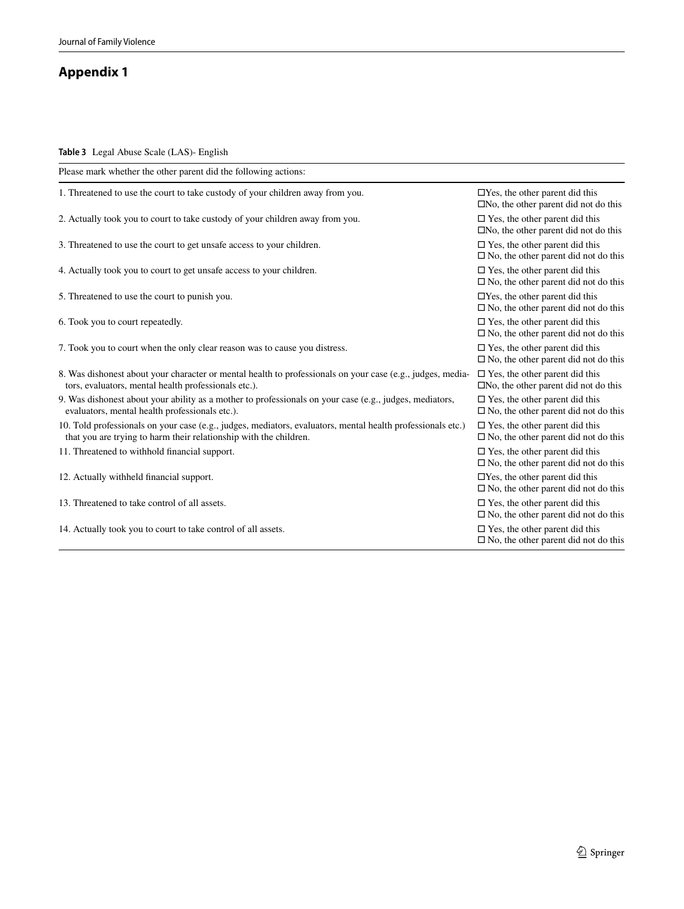## Appendix 1

**Table 3** Legal Abuse Scale (LAS)- English

| Please mark whether the other parent did the following actions: | |
|---|---|
| 1. Threatened to use the court to take custody of your children away from you. | ☐Yes, the other parent did this ☐No, the other parent did not do this |
| 2. Actually took you to court to take custody of your children away from you. | ☐ Yes, the other parent did this ☐No, the other parent did not do this |
| 3. Threatened to use the court to get unsafe access to your children. | ☐ Yes, the other parent did this ☐ No, the other parent did not do this |
| 4. Actually took you to court to get unsafe access to your children. | ☐ Yes, the other parent did this ☐ No, the other parent did not do this |
| 5. Threatened to use the court to punish you. | ☐Yes, the other parent did this ☐ No, the other parent did not do this |
| 6. Took you to court repeatedly. | ☐ Yes, the other parent did this ☐ No, the other parent did not do this |
| 7. Took you to court when the only clear reason was to cause you distress. | ☐ Yes, the other parent did this ☐ No, the other parent did not do this |
| 8. Was dishonest about your character or mental health to professionals on your case (e.g., judges, mediators, evaluators, mental health professionals etc.). | ☐ Yes, the other parent did this ☐No, the other parent did not do this |
| 9. Was dishonest about your ability as a mother to professionals on your case (e.g., judges, mediators, evaluators, mental health professionals etc.). | ☐ Yes, the other parent did this ☐ No, the other parent did not do this |
| 10. Told professionals on your case (e.g., judges, mediators, evaluators, mental health professionals etc.) that you are trying to harm their relationship with the children. | ☐ Yes, the other parent did this ☐ No, the other parent did not do this |
| 11. Threatened to withhold financial support. | ☐ Yes, the other parent did this ☐ No, the other parent did not do this |
| 12. Actually withheld financial support. | ☐Yes, the other parent did this ☐ No, the other parent did not do this |
| 13. Threatened to take control of all assets. | ☐ Yes, the other parent did this ☐ No, the other parent did not do this |
| 14. Actually took you to court to take control of all assets. | ☐ Yes, the other parent did this ☐ No, the other parent did not do this |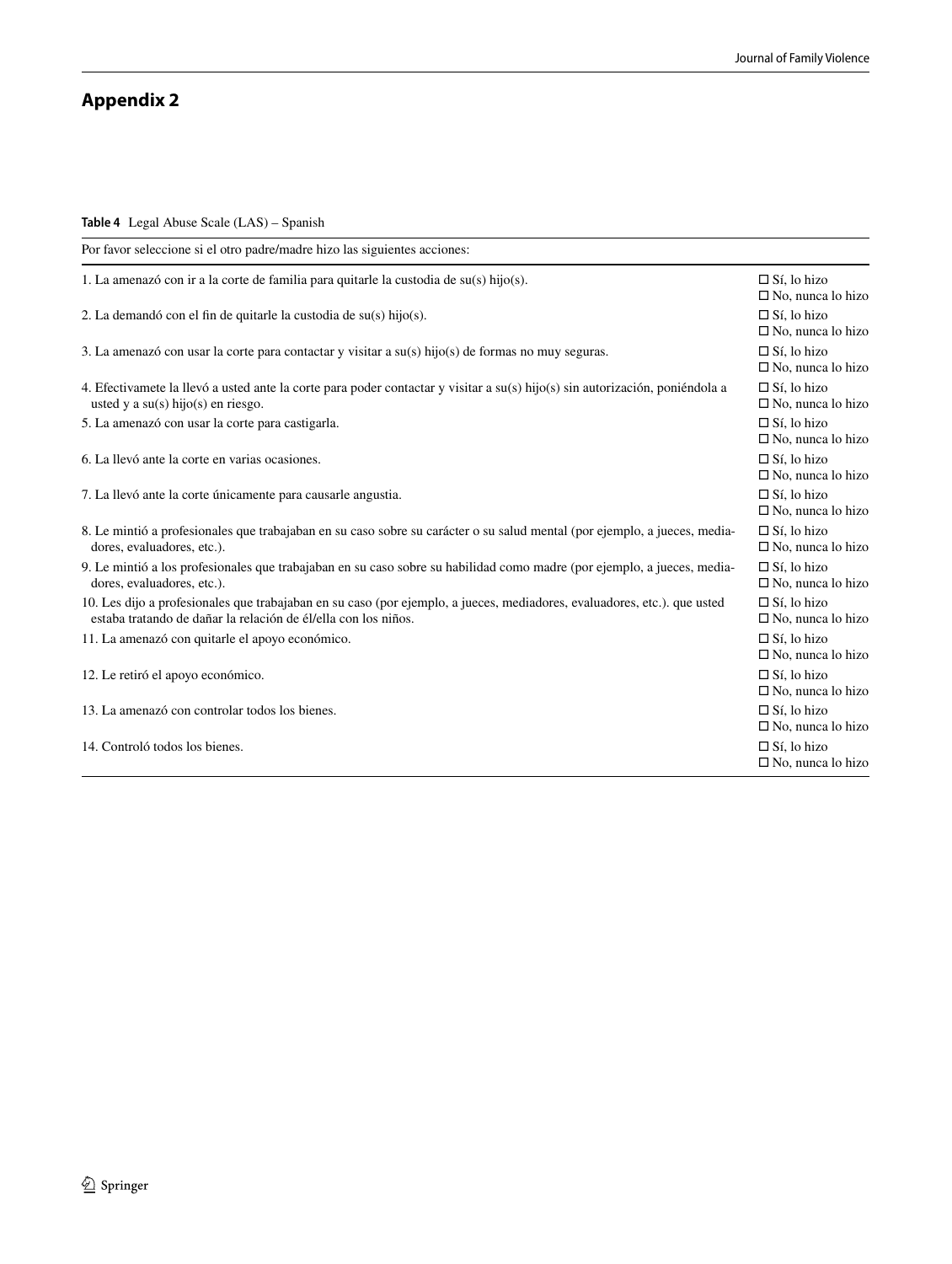## Appendix 2

**Table 4** Legal Abuse Scale (LAS) – Spanish

| Por favor seleccione si el otro padre/madre hizo las siguientes acciones: | |
|---|---|
| 1. La amenazó con ir a la corte de familia para quitarle la custodia de su(s) hijo(s). | ☐ Sí, lo hizo<br>☐ No, nunca lo hizo |
| 2. La demandó con el fin de quitarle la custodia de su(s) hijo(s). | ☐ Sí, lo hizo<br>☐ No, nunca lo hizo |
| 3. La amenazó con usar la corte para contactar y visitar a su(s) hijo(s) de formas no muy seguras. | ☐ Sí, lo hizo<br>☐ No, nunca lo hizo |
| 4. Efectivamete la llevó a usted ante la corte para poder contactar y visitar a su(s) hijo(s) sin autorización, poniéndola a usted y a su(s) hijo(s) en riesgo. | ☐ Sí, lo hizo<br>☐ No, nunca lo hizo |
| 5. La amenazó con usar la corte para castigarla. | ☐ Sí, lo hizo<br>☐ No, nunca lo hizo |
| 6. La llevó ante la corte en varias ocasiones. | ☐ Sí, lo hizo<br>☐ No, nunca lo hizo |
| 7. La llevó ante la corte únicamente para causarle angustia. | ☐ Sí, lo hizo<br>☐ No, nunca lo hizo |
| 8. Le mintió a profesionales que trabajaban en su caso sobre su carácter o su salud mental (por ejemplo, a jueces, mediadores, evaluadores, etc.). | ☐ Sí, lo hizo<br>☐ No, nunca lo hizo |
| 9. Le mintió a los profesionales que trabajaban en su caso sobre su habilidad como madre (por ejemplo, a jueces, mediadores, evaluadores, etc.). | ☐ Sí, lo hizo<br>☐ No, nunca lo hizo |
| 10. Les dijo a profesionales que trabajaban en su caso (por ejemplo, a jueces, mediadores, evaluadores, etc.). que usted estaba tratando de dañar la relación de él/ella con los niños. | ☐ Sí, lo hizo<br>☐ No, nunca lo hizo |
| 11. La amenazó con quitarle el apoyo económico. | ☐ Sí, lo hizo<br>☐ No, nunca lo hizo |
| 12. Le retiró el apoyo económico. | ☐ Sí, lo hizo<br>☐ No, nunca lo hizo |
| 13. La amenazó con controlar todos los bienes. | ☐ Sí, lo hizo<br>☐ No, nunca lo hizo |
| 14. Controló todos los bienes. | ☐ Sí, lo hizo<br>☐ No, nunca lo hizo |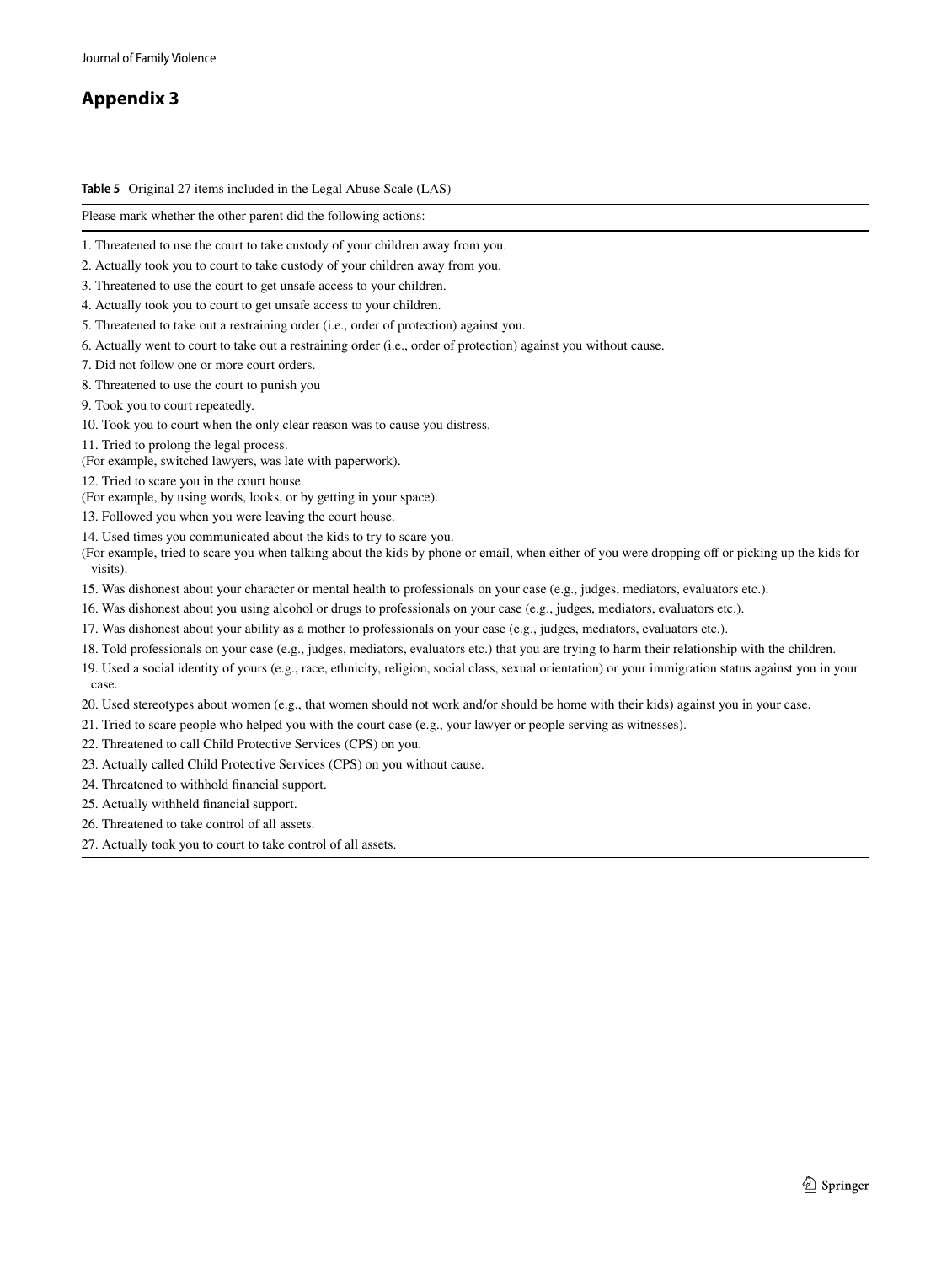## Appendix 3

**Table 5** Original 27 items included in the Legal Abuse Scale (LAS)

| Please mark whether the other parent did the following actions: |
|---|
| 1. Threatened to use the court to take custody of your children away from you. |
| 2. Actually took you to court to take custody of your children away from you. |
| 3. Threatened to use the court to get unsafe access to your children. |
| 4. Actually took you to court to get unsafe access to your children. |
| 5. Threatened to take out a restraining order (i.e., order of protection) against you. |
| 6. Actually went to court to take out a restraining order (i.e., order of protection) against you without cause. |
| 7. Did not follow one or more court orders. |
| 8. Threatened to use the court to punish you |
| 9. Took you to court repeatedly. |
| 10. Took you to court when the only clear reason was to cause you distress. |
| 11. Tried to prolong the legal process. (For example, switched lawyers, was late with paperwork). |
| 12. Tried to scare you in the court house. (For example, by using words, looks, or by getting in your space). |
| 13. Followed you when you were leaving the court house. |
| 14. Used times you communicated about the kids to try to scare you. (For example, tried to scare you when talking about the kids by phone or email, when either of you were dropping off or picking up the kids for visits). |
| 15. Was dishonest about your character or mental health to professionals on your case (e.g., judges, mediators, evaluators etc.). |
| 16. Was dishonest about you using alcohol or drugs to professionals on your case (e.g., judges, mediators, evaluators etc.). |
| 17. Was dishonest about your ability as a mother to professionals on your case (e.g., judges, mediators, evaluators etc.). |
| 18. Told professionals on your case (e.g., judges, mediators, evaluators etc.) that you are trying to harm their relationship with the children. |
| 19. Used a social identity of yours (e.g., race, ethnicity, religion, social class, sexual orientation) or your immigration status against you in your case. |
| 20. Used stereotypes about women (e.g., that women should not work and/or should be home with their kids) against you in your case. |
| 21. Tried to scare people who helped you with the court case (e.g., your lawyer or people serving as witnesses). |
| 22. Threatened to call Child Protective Services (CPS) on you. |
| 23. Actually called Child Protective Services (CPS) on you without cause. |
| 24. Threatened to withhold financial support. |
| 25. Actually withheld financial support. |
| 26. Threatened to take control of all assets. |
| 27. Actually took you to court to take control of all assets. |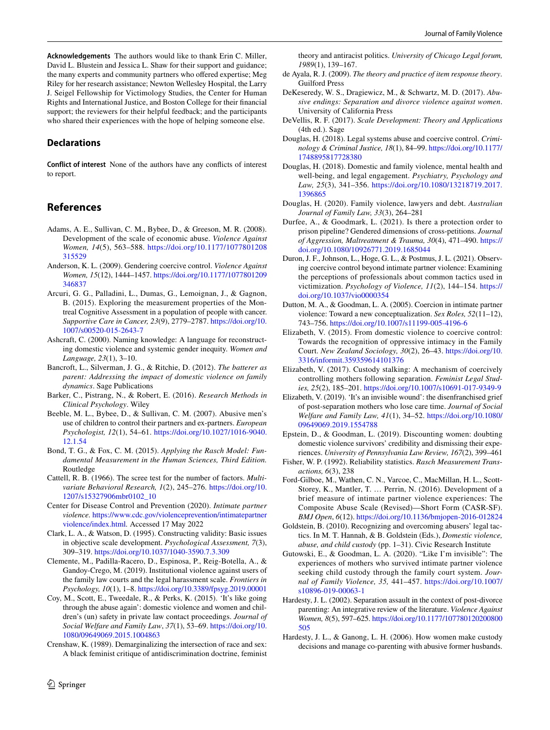**Acknowledgements** The authors would like to thank Erin C. Miller, David L. Blustein and Jessica L. Shaw for their support and guidance; the many experts and community partners who offered expertise; Meg Riley for her research assistance; Newton Wellesley Hospital, the Larry J. Seigel Fellowship for Victimology Studies, the Center for Human Rights and International Justice, and Boston College for their financial support; the reviewers for their helpful feedback; and the participants who shared their experiences with the hope of helping someone else.

## Declarations

**Conflict of interest** None of the authors have any conflicts of interest to report.

## References

Adams, A. E., Sullivan, C. M., Bybee, D., & Greeson, M. R. (2008). Development of the scale of economic abuse. *Violence Against Women, 14*(5), 563–588. https://doi.org/10.1177/1077801208315529

Anderson, K. L. (2009). Gendering coercive control. *Violence Against Women, 15*(12), 1444–1457. https://doi.org/10.1177/1077801209346837

Arcuri, G. G., Palladini, L., Dumas, G., Lemoignan, J., & Gagnon, B. (2015). Exploring the measurement properties of the Montreal Cognitive Assessment in a population of people with cancer. *Supportive Care in Cancer, 23*(9), 2779–2787. https://doi.org/10.1007/s00520-015-2643-7

Ashcraft, C. (2000). Naming knowledge: A language for reconstructing domestic violence and systemic gender inequity. *Women and Language, 23*(1), 3–10.

Bancroft, L., Silverman, J. G., & Ritchie, D. (2012). *The batterer as parent: Addressing the impact of domestic violence on family dynamics*. Sage Publications

Barker, C., Pistrang, N., & Robert, E. (2016). *Research Methods in Clinical Psychology*. Wiley

Beeble, M. L., Bybee, D., & Sullivan, C. M. (2007). Abusive men's use of children to control their partners and ex-partners. *European Psychologist, 12*(1), 54–61. https://doi.org/10.1027/1016-9040.12.1.54

Bond, T. G., & Fox, C. M. (2015). *Applying the Rasch Model: Fundamental Measurement in the Human Sciences, Third Edition*. Routledge

Cattell, R. B. (1966). The scree test for the number of factors. *Multivariate Behavioral Research, 1*(2), 245–276. https://doi.org/10.1207/s15327906mbr0102_10

Center for Disease Control and Prevention (2020). *Intimate partner violence*. https://www.cdc.gov/violenceprevention/intimatepartnerviolence/index.html. Accessed 17 May 2022

Clark, L. A., & Watson, D. (1995). Constructing validity: Basic issues in objective scale development. *Psychological Assessment, 7*(3), 309–319. https://doi.org/10.1037/1040-3590.7.3.309

Clemente, M., Padilla-Racero, D., Espinosa, P., Reig-Botella, A., & Gandoy-Crego, M. (2019). Institutional violence against users of the family law courts and the legal harassment scale. *Frontiers in Psychology, 10*(1), 1–8. https://doi.org/10.3389/fpsyg.2019.00001

Coy, M., Scott, E., Tweedale, R., & Perks, K. (2015). 'It's like going through the abuse again': domestic violence and women and children's (un) safety in private law contact proceedings. *Journal of Social Welfare and Family Law*, *37*(1), 53–69. https://doi.org/10.1080/09649069.2015.1004863

Crenshaw, K. (1989). Demarginalizing the intersection of race and sex: A black feminist critique of antidiscrimination doctrine, feminist theory and antiracist politics. *University of Chicago Legal forum, 1989*(1), 139–167.

de Ayala, R. J. (2009). *The theory and practice of item response theory*. Guilford Press

DeKeseredy, W. S., Dragiewicz, M., & Schwartz, M. D. (2017). *Abusive endings: Separation and divorce violence against women*. University of California Press

DeVellis, R. F. (2017). *Scale Development: Theory and Applications* (4th ed.). Sage

Douglas, H. (2018). Legal systems abuse and coercive control. *Criminology & Criminal Justice, 18*(1), 84–99. https://doi.org/10.1177/1748895817728380

Douglas, H. (2018). Domestic and family violence, mental health and well-being, and legal engagement. *Psychiatry, Psychology and Law, 25*(3), 341–356. https://doi.org/10.1080/13218719.2017.1396865

Douglas, H. (2020). Family violence, lawyers and debt. *Australian Journal of Family Law, 33*(3), 264–281

Durfee, A., & Goodmark, L. (2021). Is there a protection order to prison pipeline? Gendered dimensions of cross-petitions. *Journal of Aggression, Maltreatment & Trauma, 30*(4), 471–490. https://doi.org/10.1080/10926771.2019.1685044

Duron, J. F., Johnson, L., Hoge, G. L., & Postmus, J. L. (2021). Observing coercive control beyond intimate partner violence: Examining the perceptions of professionals about common tactics used in victimization. *Psychology of Violence, 11*(2), 144–154. https://doi.org/10.1037/vio0000354

Dutton, M. A., & Goodman, L. A. (2005). Coercion in intimate partner violence: Toward a new conceptualization. *Sex Roles, 52*(11–12), 743–756. https://doi.org/10.1007/s11199-005-4196-6

Elizabeth, V. (2015). From domestic violence to coercive control: Towards the recognition of oppressive intimacy in the Family Court. *New Zealand Sociology, 30*(2), 26–43. https://doi.org/10.3316/informit.359359614101376

Elizabeth, V. (2017). Custody stalking: A mechanism of coercively controlling mothers following separation. *Feminist Legal Studies, 25*(2), 185–201. https://doi.org/10.1007/s10691-017-9349-9

Elizabeth, V. (2019). 'It's an invisible wound': the disenfranchised grief of post-separation mothers who lose care time. *Journal of Social Welfare and Family Law, 41*(1), 34–52. https://doi.org/10.1080/09649069.2019.1554788

Epstein, D., & Goodman, L. (2019). Discounting women: doubting domestic violence survivors' credibility and dismissing their experiences. *University of Pennsylvania Law Review, 167*(2), 399–461

Fisher, W. P. (1992). Reliability statistics. *Rasch Measurement Transactions, 6*(3), 238

Ford-Gilboe, M., Wathen, C. N., Varcoe, C., MacMillan, H. L., Scott-Storey, K., Mantler, T. … Perrin, N. (2016). Development of a brief measure of intimate partner violence experiences: The Composite Abuse Scale (Revised)—Short Form (CASR-SF). *BMJ Open*, *6*(12). https://doi.org/10.1136/bmjopen-2016-012824

Goldstein, B. (2010). Recognizing and overcoming abusers' legal tactics. In M. T. Hannah, & B. Goldstein (Eds.), *Domestic violence, abuse, and child custody* (pp. 1–31). Civic Research Institute

Gutowski, E., & Goodman, L. A. (2020). "Like I'm invisible": The experiences of mothers who survived intimate partner violence seeking child custody through the family court system. *Journal of Family Violence, 35*, 441–457. https://doi.org/10.1007/s10896-019-00063-1

Hardesty, J. L. (2002). Separation assault in the context of post-divorce parenting: An integrative review of the literature. *Violence Against Women, 8*(5), 597–625. https://doi.org/10.1177/107780120200800505

Hardesty, J. L., & Ganong, L. H. (2006). How women make custody decisions and manage co-parenting with abusive former husbands.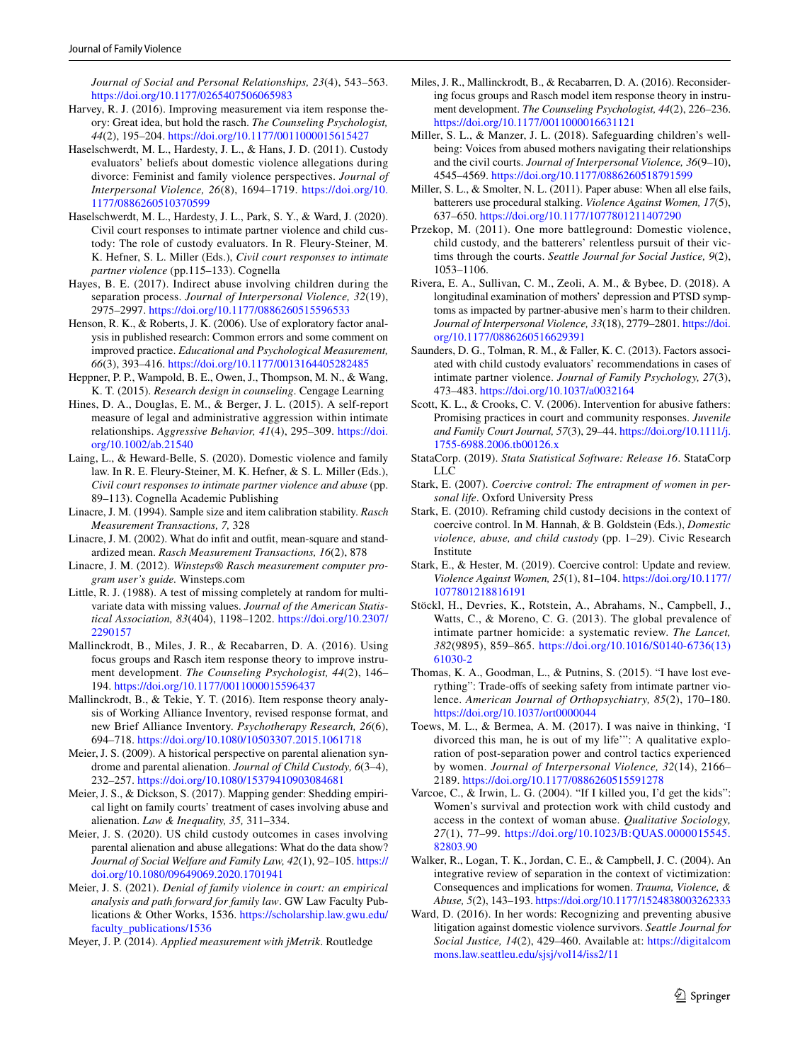*Journal of Social and Personal Relationships, 23*(4), 543–563. https://doi.org/10.1177/0265407506065983

Harvey, R. J. (2016). Improving measurement via item response theory: Great idea, but hold the rasch. *The Counseling Psychologist, 44*(2), 195–204. https://doi.org/10.1177/0011000015615427

Haselschwerdt, M. L., Hardesty, J. L., & Hans, J. D. (2011). Custody evaluators' beliefs about domestic violence allegations during divorce: Feminist and family violence perspectives. *Journal of Interpersonal Violence, 26*(8), 1694–1719. https://doi.org/10.1177/0886260510370599

Haselschwerdt, M. L., Hardesty, J. L., Park, S. Y., & Ward, J. (2020). Civil court responses to intimate partner violence and child custody: The role of custody evaluators. In R. Fleury-Steiner, M. K. Hefner, S. L. Miller (Eds.), *Civil court responses to intimate partner violence* (pp.115–133). Cognella

Hayes, B. E. (2017). Indirect abuse involving children during the separation process. *Journal of Interpersonal Violence, 32*(19), 2975–2997. https://doi.org/10.1177/0886260515596533

Henson, R. K., & Roberts, J. K. (2006). Use of exploratory factor analysis in published research: Common errors and some comment on improved practice. *Educational and Psychological Measurement, 66*(3), 393–416. https://doi.org/10.1177/0013164405282485

Heppner, P. P., Wampold, B. E., Owen, J., Thompson, M. N., & Wang, K. T. (2015). *Research design in counseling*. Cengage Learning

Hines, D. A., Douglas, E. M., & Berger, J. L. (2015). A self-report measure of legal and administrative aggression within intimate relationships. *Aggressive Behavior, 41*(4), 295–309. https://doi.org/10.1002/ab.21540

Laing, L., & Heward-Belle, S. (2020). Domestic violence and family law. In R. E. Fleury-Steiner, M. K. Hefner, & S. L. Miller (Eds.), *Civil court responses to intimate partner violence and abuse* (pp. 89–113). Cognella Academic Publishing

Linacre, J. M. (1994). Sample size and item calibration stability. *Rasch Measurement Transactions, 7,* 328

Linacre, J. M. (2002). What do infit and outfit, mean-square and standardized mean. *Rasch Measurement Transactions, 16*(2), 878

Linacre, J. M. (2012). *Winsteps® Rasch measurement computer program user's guide.* Winsteps.com

Little, R. J. (1988). A test of missing completely at random for multivariate data with missing values. *Journal of the American Statistical Association, 83*(404), 1198–1202. https://doi.org/10.2307/2290157

Mallinckrodt, B., Miles, J. R., & Recabarren, D. A. (2016). Using focus groups and Rasch item response theory to improve instrument development. *The Counseling Psychologist, 44*(2), 146–194. https://doi.org/10.1177/0011000015596437

Mallinckrodt, B., & Tekie, Y. T. (2016). Item response theory analysis of Working Alliance Inventory, revised response format, and new Brief Alliance Inventory. *Psychotherapy Research, 26*(6), 694–718. https://doi.org/10.1080/10503307.2015.1061718

Meier, J. S. (2009). A historical perspective on parental alienation syndrome and parental alienation. *Journal of Child Custody, 6*(3–4), 232–257. https://doi.org/10.1080/15379410903084681

Meier, J. S., & Dickson, S. (2017). Mapping gender: Shedding empirical light on family courts' treatment of cases involving abuse and alienation. *Law & Inequality, 35,* 311–334.

Meier, J. S. (2020). US child custody outcomes in cases involving parental alienation and abuse allegations: What do the data show? *Journal of Social Welfare and Family Law, 42*(1), 92–105. https://doi.org/10.1080/09649069.2020.1701941

Meier, J. S. (2021). *Denial of family violence in court: an empirical analysis and path forward for family law*. GW Law Faculty Publications & Other Works, 1536. https://scholarship.law.gwu.edu/faculty_publications/1536

Meyer, J. P. (2014). *Applied measurement with jMetrik*. Routledge

Miles, J. R., Mallinckrodt, B., & Recabarren, D. A. (2016). Reconsidering focus groups and Rasch model item response theory in instrument development. *The Counseling Psychologist, 44*(2), 226–236. https://doi.org/10.1177/0011000016631121

Miller, S. L., & Manzer, J. L. (2018). Safeguarding children's wellbeing: Voices from abused mothers navigating their relationships and the civil courts. *Journal of Interpersonal Violence, 36*(9–10), 4545–4569. https://doi.org/10.1177/0886260518791599

Miller, S. L., & Smolter, N. L. (2011). Paper abuse: When all else fails, batterers use procedural stalking. *Violence Against Women, 17*(5), 637–650. https://doi.org/10.1177/1077801211407290

Przekop, M. (2011). One more battleground: Domestic violence, child custody, and the batterers' relentless pursuit of their victims through the courts. *Seattle Journal for Social Justice, 9*(2), 1053–1106.

Rivera, E. A., Sullivan, C. M., Zeoli, A. M., & Bybee, D. (2018). A longitudinal examination of mothers' depression and PTSD symptoms as impacted by partner-abusive men's harm to their children. *Journal of Interpersonal Violence, 33*(18), 2779–2801. https://doi.org/10.1177/0886260516629391

Saunders, D. G., Tolman, R. M., & Faller, K. C. (2013). Factors associated with child custody evaluators' recommendations in cases of intimate partner violence. *Journal of Family Psychology, 27*(3), 473–483. https://doi.org/10.1037/a0032164

Scott, K. L., & Crooks, C. V. (2006). Intervention for abusive fathers: Promising practices in court and community responses. *Juvenile and Family Court Journal, 57*(3), 29–44. https://doi.org/10.1111/j.1755-6988.2006.tb00126.x

StataCorp. (2019). *Stata Statistical Software: Release 16*. StataCorp LLC

Stark, E. (2007). *Coercive control: The entrapment of women in personal life*. Oxford University Press

Stark, E. (2010). Reframing child custody decisions in the context of coercive control. In M. Hannah, & B. Goldstein (Eds.), *Domestic violence, abuse, and child custody* (pp. 1–29). Civic Research Institute

Stark, E., & Hester, M. (2019). Coercive control: Update and review. *Violence Against Women, 25*(1), 81–104. https://doi.org/10.1177/1077801218816191

Stöckl, H., Devries, K., Rotstein, A., Abrahams, N., Campbell, J., Watts, C., & Moreno, C. G. (2013). The global prevalence of intimate partner homicide: a systematic review. *The Lancet, 382*(9895), 859–865. https://doi.org/10.1016/S0140-6736(13)61030-2

Thomas, K. A., Goodman, L., & Putnins, S. (2015). "I have lost everything": Trade-offs of seeking safety from intimate partner violence. *American Journal of Orthopsychiatry, 85*(2), 170–180. https://doi.org/10.1037/ort0000044

Toews, M. L., & Bermea, A. M. (2017). I was naive in thinking, 'I divorced this man, he is out of my life'": A qualitative exploration of post-separation power and control tactics experienced by women. *Journal of Interpersonal Violence, 32*(14), 2166–2189. https://doi.org/10.1177/0886260515591278

Varcoe, C., & Irwin, L. G. (2004). "If I killed you, I'd get the kids": Women's survival and protection work with child custody and access in the context of woman abuse. *Qualitative Sociology, 27*(1), 77–99. https://doi.org/10.1023/B:QUAS.0000015545.82803.90

Walker, R., Logan, T. K., Jordan, C. E., & Campbell, J. C. (2004). An integrative review of separation in the context of victimization: Consequences and implications for women. *Trauma, Violence, & Abuse, 5*(2), 143–193. https://doi.org/10.1177/1524838003262333

Ward, D. (2016). In her words: Recognizing and preventing abusive litigation against domestic violence survivors. *Seattle Journal for Social Justice, 14*(2), 429–460. Available at: https://digitalcommons.law.seattleu.edu/sjsj/vol14/iss2/11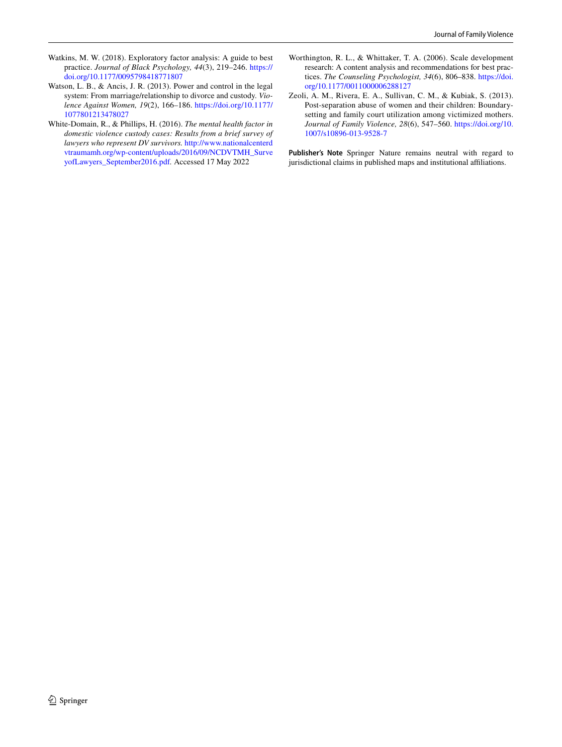Watkins, M. W. (2018). Exploratory factor analysis: A guide to best practice. *Journal of Black Psychology, 44*(3), 219–246. https://doi.org/10.1177/0095798418771807

Watson, L. B., & Ancis, J. R. (2013). Power and control in the legal system: From marriage/relationship to divorce and custody. *Violence Against Women, 19*(2), 166–186. https://doi.org/10.1177/1077801213478027

White-Domain, R., & Phillips, H. (2016). *The mental health factor in domestic violence custody cases: Results from a brief survey of lawyers who represent DV survivors.* http://www.nationalcenterdvtraumamh.org/wp-content/uploads/2016/09/NCDVTMH_SurveyofLawyers_September2016.pdf. Accessed 17 May 2022

Worthington, R. L., & Whittaker, T. A. (2006). Scale development research: A content analysis and recommendations for best practices. *The Counseling Psychologist, 34*(6), 806–838. https://doi.org/10.1177/0011000006288127

Zeoli, A. M., Rivera, E. A., Sullivan, C. M., & Kubiak, S. (2013). Post-separation abuse of women and their children: Boundary-setting and family court utilization among victimized mothers. *Journal of Family Violence, 28*(6), 547–560. https://doi.org/10.1007/s10896-013-9528-7

**Publisher's Note** Springer Nature remains neutral with regard to jurisdictional claims in published maps and institutional affiliations.